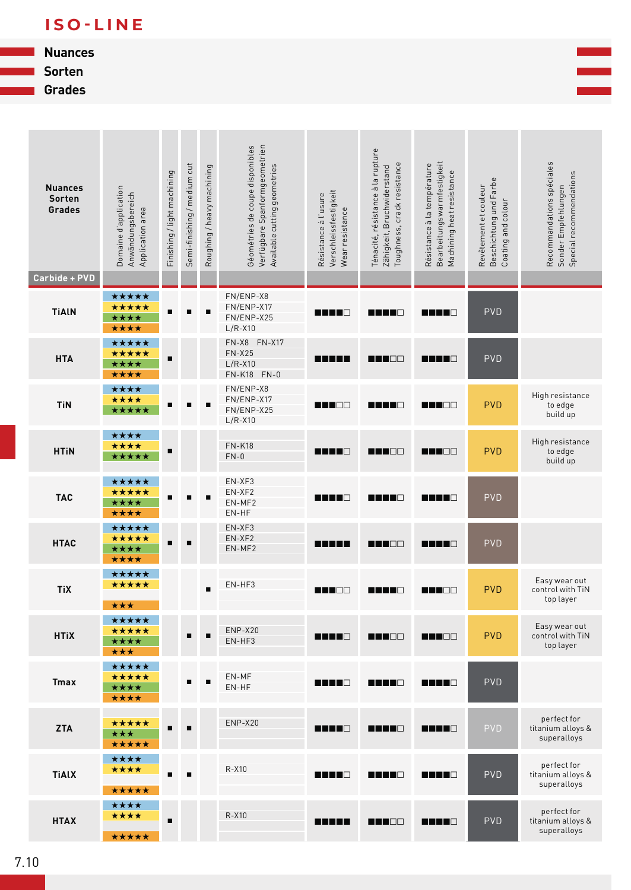# ISO-LINE

## Nuances
## Sorten
## Grades

| Nuances Sorten Grades | Domaine d'application Anwändungsbereich Application area | Finishing / light machining | Semi-finishing / medium cut | Roughing / heavy machining | Géométries de coupe disponibles Verfügbare Spanformgeometrien Available cutting geometries | Résistance à l'usure Verschleissfestigkeit Wear resistance | Ténacité, résistance à la rupture Zähigkeit, Bruchwiderstand Toughness, crack resistance | Résistance à la température Bearbeitungswarmfestigkeit Machining heat resistance | Revêtement et couleur Beschichtung und Farbe Coating and colour | Recommandations spéciales Sonder Empfehlungen Special recommendations |
|---|---|---|---|---|---|---|---|---|---|---|
| **Carbide + PVD** | | | | | | | | | | |
| **TiAlN** | ★★★★★ ★★★★★ ★★★★ ★★★★ | ■ | ■ | ■ | FN/ENP-X8 FN/ENP-X17 FN/ENP-X25 L/R-X10 | ■■■■□ | ■■■■□ | ■■■■□ | PVD | |
| **HTA** | ★★★★★ ★★★★★ ★★★★ ★★★★ | ■ | | | FN-X8 FN-X17 FN-X25 L/R-X10 FN-K18 FN-0 | ■■■■■ | ■■■□□ | ■■■■□ | PVD | |
| **TiN** | ★★★★ ★★★★ ★★★★★ | ■ | ■ | ■ | FN/ENP-X8 FN/ENP-X17 FN/ENP-X25 L/R-X10 | ■■■□□ | ■■■■□ | ■■■□□ | PVD | High resistance to edge build up |
| **HTiN** | ★★★★ ★★★★ ★★★★★ | ■ | | | FN-K18 FN-0 | ■■■■□ | ■■■□□ | ■■■□□ | PVD | High resistance to edge build up |
| **TAC** | ★★★★★ ★★★★★ ★★★★ ★★★★ | ■ | ■ | ■ | EN-XF3 EN-XF2 EN-MF2 EN-HF | ■■■■□ | ■■■■□ | ■■■■□ | PVD | |
| **HTAC** | ★★★★★ ★★★★★ ★★★★ ★★★★ | ■ | ■ | | EN-XF3 EN-XF2 EN-MF2 | ■■■■■ | ■■■□□ | ■■■■□ | PVD | |
| **TiX** | ★★★★★ ★★★★★ ★★★ | | | ■ | EN-HF3 | ■■■□□ | ■■■■□ | ■■■□□ | PVD | Easy wear out control with TiN top layer |
| **HTiX** | ★★★★★ ★★★★★ ★★★★ ★★★ | | ■ | ■ | ENP-X20 EN-HF3 | ■■■■□ | ■■■□□ | ■■■□□ | PVD | Easy wear out control with TiN top layer |
| **Tmax** | ★★★★★ ★★★★★ ★★★★ ★★★★ | | ■ | ■ | EN-MF EN-HF | ■■■■□ | ■■■■□ | ■■■■□ | PVD | |
| **ZTA** | ★★★★★ ★★★ ★★★★★ | ■ | ■ | | ENP-X20 | ■■■■□ | ■■■■□ | ■■■■□ | PVD | perfect for titanium alloys & superalloys |
| **TiAlX** | ★★★★ ★★★★ ★★★★★ | ■ | ■ | | R-X10 | ■■■■□ | ■■■■□ | ■■■■□ | PVD | perfect for titanium alloys & superalloys |
| **HTAX** | ★★★★ ★★★★ ★★★★★ | ■ | | | R-X10 | ■■■■■ | ■■■□□ | ■■■■□ | PVD | perfect for titanium alloys & superalloys |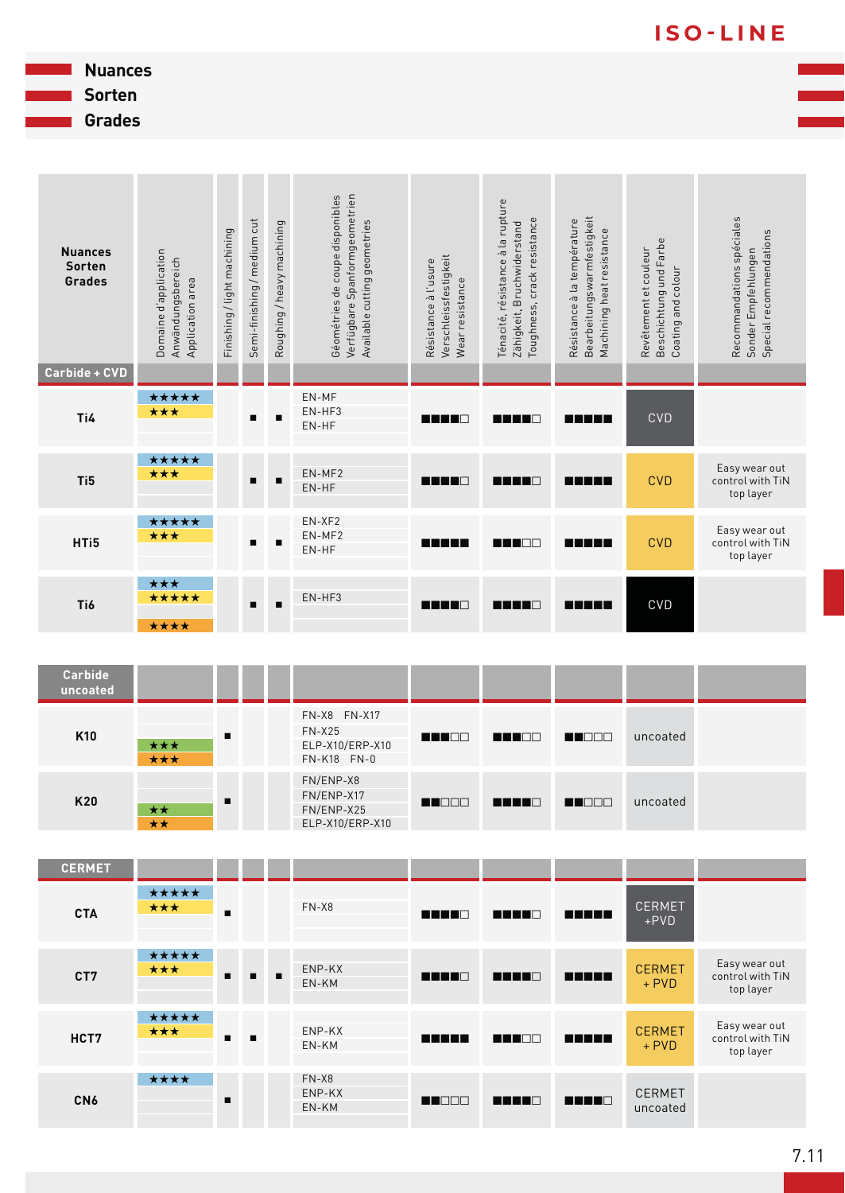ISO-LINE

# Nuances
# Sorten
# Grades

| Nuances / Sorten / Grades | Domaine d'application / Anwändungsbereich / Application area | Finishing / light machining | Semi-finishing / medium cut | Roughing / heavy machining | Géométries de coupe disponibles / Verfügbare Spanformgeometrien / Available cutting geometries | Résistance à l'usure / Verschleissfestigkeit / Wear resistance | Ténacité, résistance à la rupture / Zähigkeit, Bruchwiderstand / Toughness, crack resistance | Résistance à la température / Bearbeitungswarmfestigkeit / Machining heat resistance | Revêtement et couleur / Beschichtung und Farbe / Coating and colour | Recommandations spéciales / Sonder Empfehlungen / Special recommendations |
|---|---|---|---|---|---|---|---|---|---|---|
| **Carbide + CVD** | | | | | | | | | | |
| **Ti4** | ★★★★★<br>★★★ | | ■ | ■ | EN-MF<br>EN-HF3<br>EN-HF | ■■■■□ | ■■■■□ | ■■■■■ | CVD | |
| **Ti5** | ★★★★★<br>★★★ | | ■ | ■ | EN-MF2<br>EN-HF | ■■■■□ | ■■■■□ | ■■■■■ | CVD | Easy wear out control with TiN top layer |
| **HTi5** | ★★★★★<br>★★★ | | ■ | ■ | EN-XF2<br>EN-MF2<br>EN-HF | ■■■■■ | ■■■□□ | ■■■■■ | CVD | Easy wear out control with TiN top layer |
| **Ti6** | ★★★<br>★★★★★<br>★★★★ | | ■ | ■ | EN-HF3 | ■■■■□ | ■■■■□ | ■■■■■ | CVD | |
| **Carbide uncoated** | | | | | | | | | | |
| **K10** | ★★★<br>★★★ | ■ | | | FN-X8 FN-X17<br>FN-X25<br>ELP-X10/ERP-X10<br>FN-K18 FN-0 | ■■■□□ | ■■■□□ | ■■□□□ | uncoated | |
| **K20** | ★★<br>★★ | ■ | | | FN/ENP-X8<br>FN/ENP-X17<br>FN/ENP-X25<br>ELP-X10/ERP-X10 | ■■□□□ | ■■■■□ | ■■□□□ | uncoated | |
| **CERMET** | | | | | | | | | | |
| **CTA** | ★★★★★<br>★★★ | ■ | | | FN-X8 | ■■■■□ | ■■■■□ | ■■■■■ | CERMET +PVD | |
| **CT7** | ★★★★★<br>★★★ | ■ | ■ | ■ | ENP-KX<br>EN-KM | ■■■■□ | ■■■■□ | ■■■■■ | CERMET + PVD | Easy wear out control with TiN top layer |
| **HCT7** | ★★★★★<br>★★★ | ■ | ■ | | ENP-KX<br>EN-KM | ■■■■■ | ■■■□□ | ■■■■■ | CERMET + PVD | Easy wear out control with TiN top layer |
| **CN6** | ★★★★ | ■ | | | FN-X8<br>ENP-KX<br>EN-KM | ■■□□□ | ■■■■□ | ■■■■□ | CERMET uncoated | |